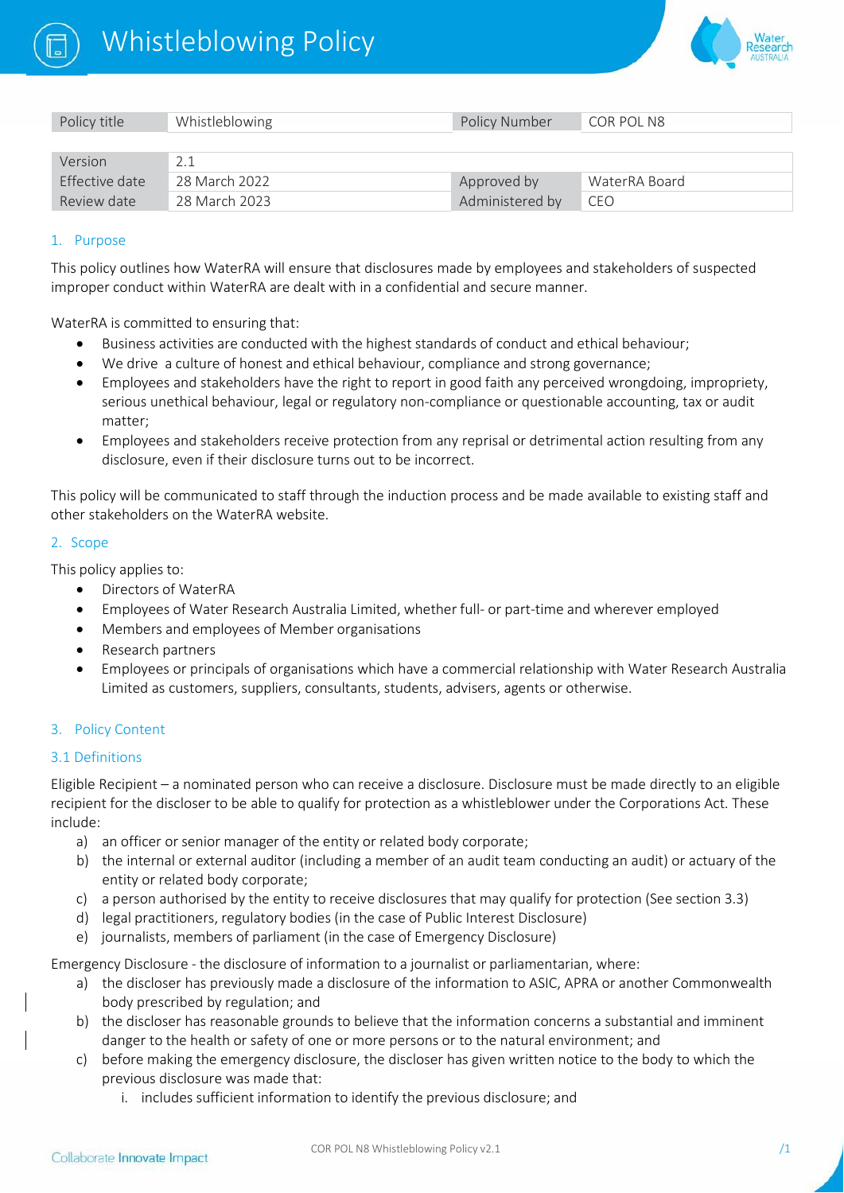# Whistleblowing Policy

| Policy title | Whistleblowing | Policy Number | COR POL N8 |
|---|---|---|---|
| Version | 2.1 | | |
| Effective date | 28 March 2022 | Approved by | WaterRA Board |
| Review date | 28 March 2023 | Administered by | CEO |

## 1. Purpose

This policy outlines how WaterRA will ensure that disclosures made by employees and stakeholders of suspected improper conduct within WaterRA are dealt with in a confidential and secure manner.

WaterRA is committed to ensuring that:

- Business activities are conducted with the highest standards of conduct and ethical behaviour;
- We drive a culture of honest and ethical behaviour, compliance and strong governance;
- Employees and stakeholders have the right to report in good faith any perceived wrongdoing, impropriety, serious unethical behaviour, legal or regulatory non-compliance or questionable accounting, tax or audit matter;
- Employees and stakeholders receive protection from any reprisal or detrimental action resulting from any disclosure, even if their disclosure turns out to be incorrect.

This policy will be communicated to staff through the induction process and be made available to existing staff and other stakeholders on the WaterRA website.

## 2. Scope

This policy applies to:

- Directors of WaterRA
- Employees of Water Research Australia Limited, whether full- or part-time and wherever employed
- Members and employees of Member organisations
- Research partners
- Employees or principals of organisations which have a commercial relationship with Water Research Australia Limited as customers, suppliers, consultants, students, advisers, agents or otherwise.

## 3. Policy Content

### 3.1 Definitions

Eligible Recipient – a nominated person who can receive a disclosure. Disclosure must be made directly to an eligible recipient for the discloser to be able to qualify for protection as a whistleblower under the Corporations Act. These include:

a) an officer or senior manager of the entity or related body corporate;
b) the internal or external auditor (including a member of an audit team conducting an audit) or actuary of the entity or related body corporate;
c) a person authorised by the entity to receive disclosures that may qualify for protection (See section 3.3)
d) legal practitioners, regulatory bodies (in the case of Public Interest Disclosure)
e) journalists, members of parliament (in the case of Emergency Disclosure)

Emergency Disclosure - the disclosure of information to a journalist or parliamentarian, where:

a) the discloser has previously made a disclosure of the information to ASIC, APRA or another Commonwealth body prescribed by regulation; and
b) the discloser has reasonable grounds to believe that the information concerns a substantial and imminent danger to the health or safety of one or more persons or to the natural environment; and
c) before making the emergency disclosure, the discloser has given written notice to the body to which the previous disclosure was made that:
    i. includes sufficient information to identify the previous disclosure; and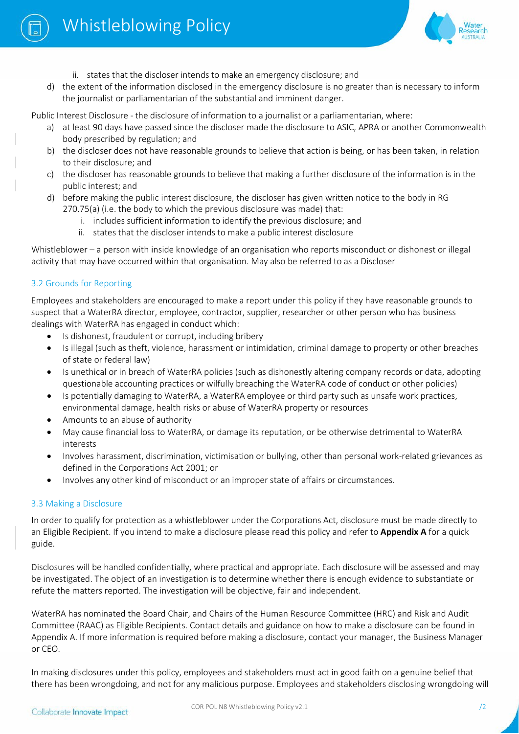ii. states that the discloser intends to make an emergency disclosure; and

d) the extent of the information disclosed in the emergency disclosure is no greater than is necessary to inform the journalist or parliamentarian of the substantial and imminent danger.

Public Interest Disclosure - the disclosure of information to a journalist or a parliamentarian, where:

a) at least 90 days have passed since the discloser made the disclosure to ASIC, APRA or another Commonwealth body prescribed by regulation; and
b) the discloser does not have reasonable grounds to believe that action is being, or has been taken, in relation to their disclosure; and
c) the discloser has reasonable grounds to believe that making a further disclosure of the information is in the public interest; and
d) before making the public interest disclosure, the discloser has given written notice to the body in RG 270.75(a) (i.e. the body to which the previous disclosure was made) that:
   i. includes sufficient information to identify the previous disclosure; and
   ii. states that the discloser intends to make a public interest disclosure

Whistleblower – a person with inside knowledge of an organisation who reports misconduct or dishonest or illegal activity that may have occurred within that organisation. May also be referred to as a Discloser

### 3.2 Grounds for Reporting

Employees and stakeholders are encouraged to make a report under this policy if they have reasonable grounds to suspect that a WaterRA director, employee, contractor, supplier, researcher or other person who has business dealings with WaterRA has engaged in conduct which:

- Is dishonest, fraudulent or corrupt, including bribery
- Is illegal (such as theft, violence, harassment or intimidation, criminal damage to property or other breaches of state or federal law)
- Is unethical or in breach of WaterRA policies (such as dishonestly altering company records or data, adopting questionable accounting practices or wilfully breaching the WaterRA code of conduct or other policies)
- Is potentially damaging to WaterRA, a WaterRA employee or third party such as unsafe work practices, environmental damage, health risks or abuse of WaterRA property or resources
- Amounts to an abuse of authority
- May cause financial loss to WaterRA, or damage its reputation, or be otherwise detrimental to WaterRA interests
- Involves harassment, discrimination, victimisation or bullying, other than personal work-related grievances as defined in the Corporations Act 2001; or
- Involves any other kind of misconduct or an improper state of affairs or circumstances.

### 3.3 Making a Disclosure

In order to qualify for protection as a whistleblower under the Corporations Act, disclosure must be made directly to an Eligible Recipient. If you intend to make a disclosure please read this policy and refer to **Appendix A** for a quick guide.

Disclosures will be handled confidentially, where practical and appropriate. Each disclosure will be assessed and may be investigated. The object of an investigation is to determine whether there is enough evidence to substantiate or refute the matters reported. The investigation will be objective, fair and independent.

WaterRA has nominated the Board Chair, and Chairs of the Human Resource Committee (HRC) and Risk and Audit Committee (RAAC) as Eligible Recipients. Contact details and guidance on how to make a disclosure can be found in Appendix A. If more information is required before making a disclosure, contact your manager, the Business Manager or CEO.

In making disclosures under this policy, employees and stakeholders must act in good faith on a genuine belief that there has been wrongdoing, and not for any malicious purpose. Employees and stakeholders disclosing wrongdoing will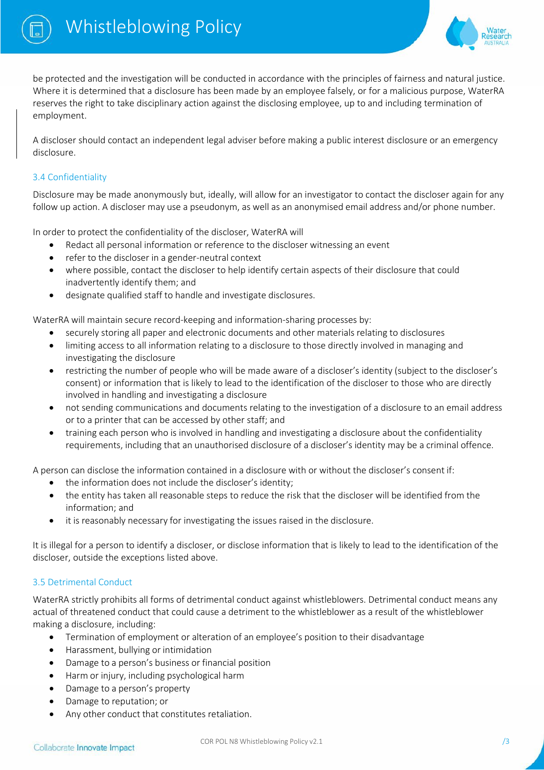be protected and the investigation will be conducted in accordance with the principles of fairness and natural justice. Where it is determined that a disclosure has been made by an employee falsely, or for a malicious purpose, WaterRA reserves the right to take disciplinary action against the disclosing employee, up to and including termination of employment.

A discloser should contact an independent legal adviser before making a public interest disclosure or an emergency disclosure.

### 3.4 Confidentiality

Disclosure may be made anonymously but, ideally, will allow for an investigator to contact the discloser again for any follow up action. A discloser may use a pseudonym, as well as an anonymised email address and/or phone number.

In order to protect the confidentiality of the discloser, WaterRA will

- Redact all personal information or reference to the discloser witnessing an event
- refer to the discloser in a gender-neutral context
- where possible, contact the discloser to help identify certain aspects of their disclosure that could inadvertently identify them; and
- designate qualified staff to handle and investigate disclosures.

WaterRA will maintain secure record-keeping and information-sharing processes by:

- securely storing all paper and electronic documents and other materials relating to disclosures
- limiting access to all information relating to a disclosure to those directly involved in managing and investigating the disclosure
- restricting the number of people who will be made aware of a discloser's identity (subject to the discloser's consent) or information that is likely to lead to the identification of the discloser to those who are directly involved in handling and investigating a disclosure
- not sending communications and documents relating to the investigation of a disclosure to an email address or to a printer that can be accessed by other staff; and
- training each person who is involved in handling and investigating a disclosure about the confidentiality requirements, including that an unauthorised disclosure of a discloser's identity may be a criminal offence.

A person can disclose the information contained in a disclosure with or without the discloser's consent if:

- the information does not include the discloser's identity;
- the entity has taken all reasonable steps to reduce the risk that the discloser will be identified from the information; and
- it is reasonably necessary for investigating the issues raised in the disclosure.

It is illegal for a person to identify a discloser, or disclose information that is likely to lead to the identification of the discloser, outside the exceptions listed above.

### 3.5 Detrimental Conduct

WaterRA strictly prohibits all forms of detrimental conduct against whistleblowers. Detrimental conduct means any actual of threatened conduct that could cause a detriment to the whistleblower as a result of the whistleblower making a disclosure, including:

- Termination of employment or alteration of an employee's position to their disadvantage
- Harassment, bullying or intimidation
- Damage to a person's business or financial position
- Harm or injury, including psychological harm
- Damage to a person's property
- Damage to reputation; or
- Any other conduct that constitutes retaliation.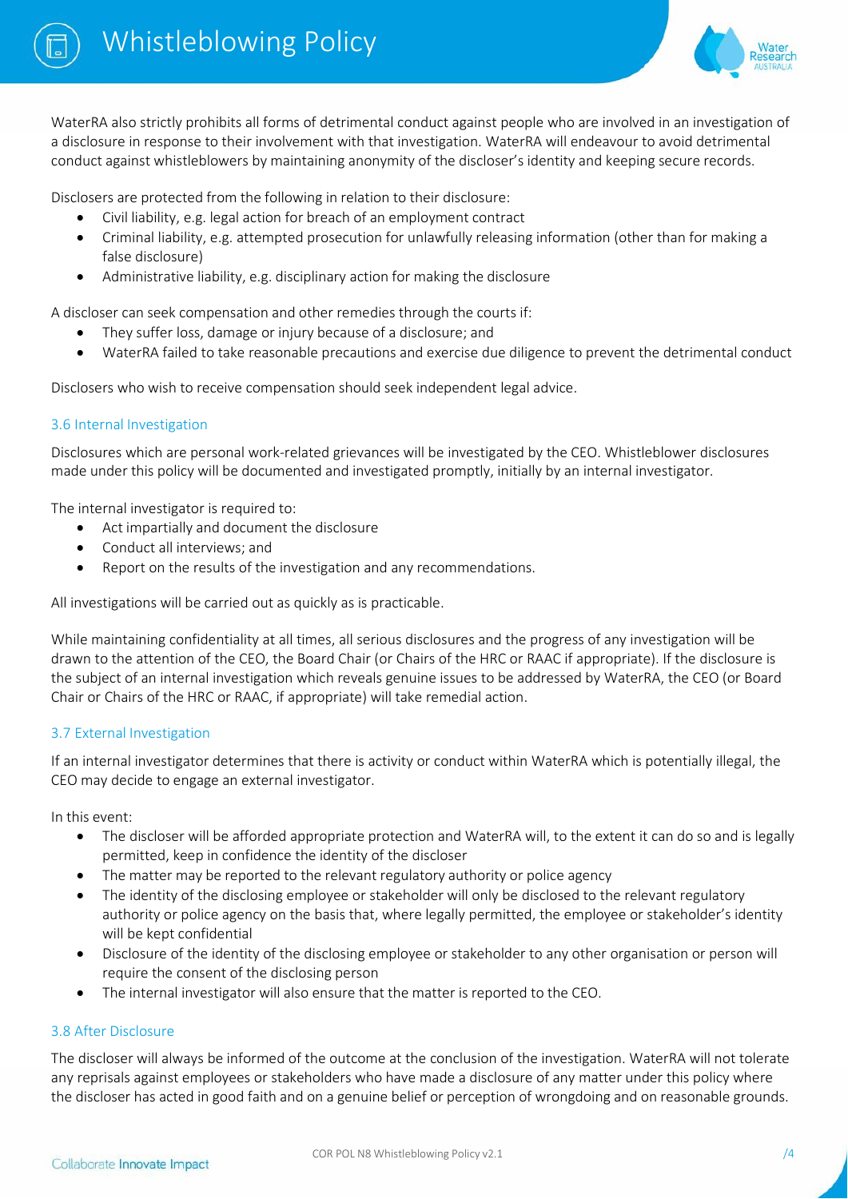WaterRA also strictly prohibits all forms of detrimental conduct against people who are involved in an investigation of a disclosure in response to their involvement with that investigation. WaterRA will endeavour to avoid detrimental conduct against whistleblowers by maintaining anonymity of the discloser's identity and keeping secure records.

Disclosers are protected from the following in relation to their disclosure:

- Civil liability, e.g. legal action for breach of an employment contract
- Criminal liability, e.g. attempted prosecution for unlawfully releasing information (other than for making a false disclosure)
- Administrative liability, e.g. disciplinary action for making the disclosure

A discloser can seek compensation and other remedies through the courts if:

- They suffer loss, damage or injury because of a disclosure; and
- WaterRA failed to take reasonable precautions and exercise due diligence to prevent the detrimental conduct

Disclosers who wish to receive compensation should seek independent legal advice.

### 3.6 Internal Investigation

Disclosures which are personal work-related grievances will be investigated by the CEO. Whistleblower disclosures made under this policy will be documented and investigated promptly, initially by an internal investigator.

The internal investigator is required to:

- Act impartially and document the disclosure
- Conduct all interviews; and
- Report on the results of the investigation and any recommendations.

All investigations will be carried out as quickly as is practicable.

While maintaining confidentiality at all times, all serious disclosures and the progress of any investigation will be drawn to the attention of the CEO, the Board Chair (or Chairs of the HRC or RAAC if appropriate). If the disclosure is the subject of an internal investigation which reveals genuine issues to be addressed by WaterRA, the CEO (or Board Chair or Chairs of the HRC or RAAC, if appropriate) will take remedial action.

### 3.7 External Investigation

If an internal investigator determines that there is activity or conduct within WaterRA which is potentially illegal, the CEO may decide to engage an external investigator.

In this event:

- The discloser will be afforded appropriate protection and WaterRA will, to the extent it can do so and is legally permitted, keep in confidence the identity of the discloser
- The matter may be reported to the relevant regulatory authority or police agency
- The identity of the disclosing employee or stakeholder will only be disclosed to the relevant regulatory authority or police agency on the basis that, where legally permitted, the employee or stakeholder's identity will be kept confidential
- Disclosure of the identity of the disclosing employee or stakeholder to any other organisation or person will require the consent of the disclosing person
- The internal investigator will also ensure that the matter is reported to the CEO.

### 3.8 After Disclosure

The discloser will always be informed of the outcome at the conclusion of the investigation. WaterRA will not tolerate any reprisals against employees or stakeholders who have made a disclosure of any matter under this policy where the discloser has acted in good faith and on a genuine belief or perception of wrongdoing and on reasonable grounds.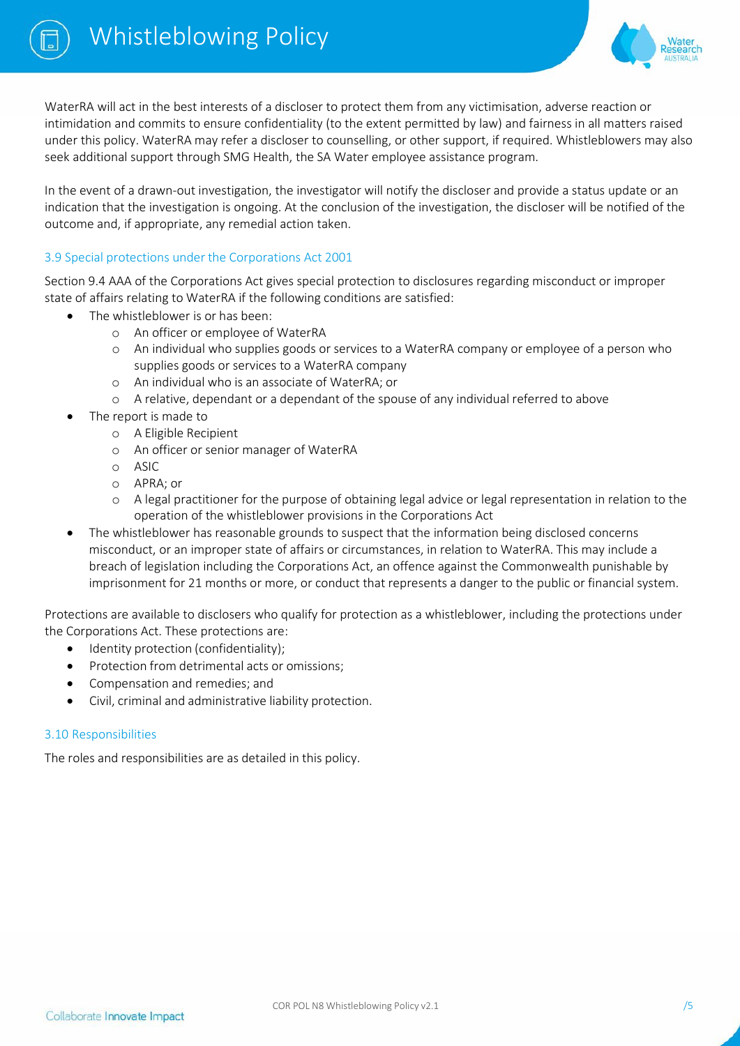WaterRA will act in the best interests of a discloser to protect them from any victimisation, adverse reaction or intimidation and commits to ensure confidentiality (to the extent permitted by law) and fairness in all matters raised under this policy. WaterRA may refer a discloser to counselling, or other support, if required. Whistleblowers may also seek additional support through SMG Health, the SA Water employee assistance program.

In the event of a drawn-out investigation, the investigator will notify the discloser and provide a status update or an indication that the investigation is ongoing. At the conclusion of the investigation, the discloser will be notified of the outcome and, if appropriate, any remedial action taken.

### 3.9 Special protections under the Corporations Act 2001

Section 9.4 AAA of the Corporations Act gives special protection to disclosures regarding misconduct or improper state of affairs relating to WaterRA if the following conditions are satisfied:

- The whistleblower is or has been:
  - An officer or employee of WaterRA
  - An individual who supplies goods or services to a WaterRA company or employee of a person who supplies goods or services to a WaterRA company
  - An individual who is an associate of WaterRA; or
  - A relative, dependant or a dependant of the spouse of any individual referred to above
- The report is made to
  - A Eligible Recipient
  - An officer or senior manager of WaterRA
  - ASIC
  - APRA; or
  - A legal practitioner for the purpose of obtaining legal advice or legal representation in relation to the operation of the whistleblower provisions in the Corporations Act
- The whistleblower has reasonable grounds to suspect that the information being disclosed concerns misconduct, or an improper state of affairs or circumstances, in relation to WaterRA. This may include a breach of legislation including the Corporations Act, an offence against the Commonwealth punishable by imprisonment for 21 months or more, or conduct that represents a danger to the public or financial system.

Protections are available to disclosers who qualify for protection as a whistleblower, including the protections under the Corporations Act. These protections are:

- Identity protection (confidentiality);
- Protection from detrimental acts or omissions;
- Compensation and remedies; and
- Civil, criminal and administrative liability protection.

### 3.10 Responsibilities

The roles and responsibilities are as detailed in this policy.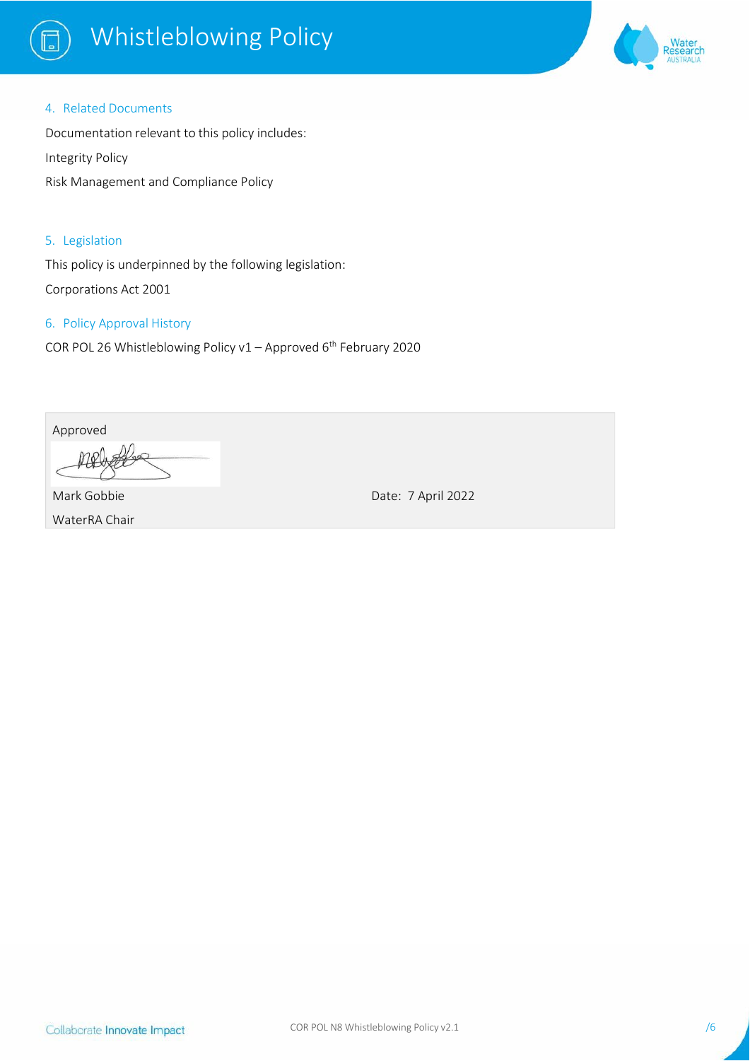## 4. Related Documents

Documentation relevant to this policy includes:

Integrity Policy

Risk Management and Compliance Policy

## 5. Legislation

This policy is underpinned by the following legislation:

Corporations Act 2001

## 6. Policy Approval History

COR POL 26 Whistleblowing Policy v1 – Approved 6th February 2020

Approved

Mark Gobbie
WaterRA Chair

Date: 7 April 2022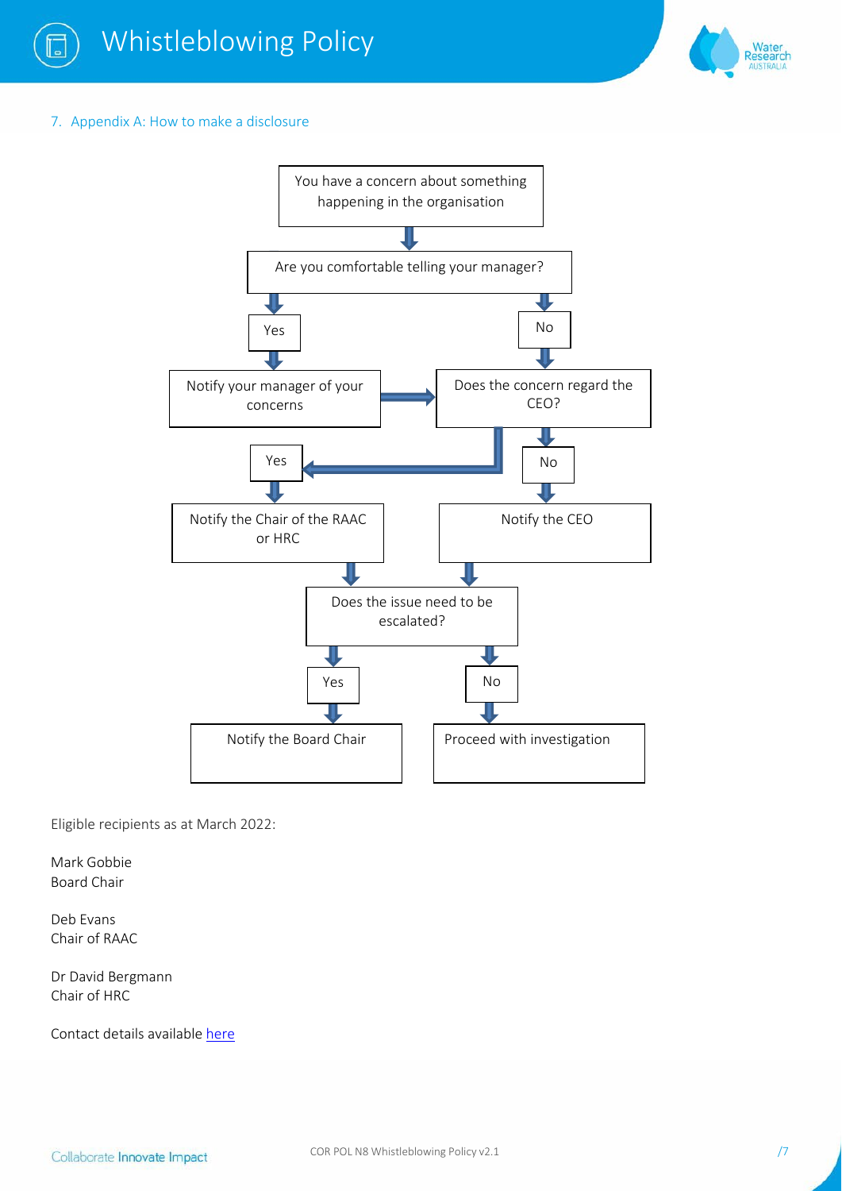## 7. Appendix A: How to make a disclosure

You have a concern about something happening in the organisation

Are you comfortable telling your manager?

Yes

No

Notify your manager of your concerns

Does the concern regard the CEO?

Yes

No

Notify the Chair of the RAAC or HRC

Notify the CEO

Does the issue need to be escalated?

Yes

No

Notify the Board Chair

Proceed with investigation

Eligible recipients as at March 2022:

Mark Gobbie
Board Chair

Deb Evans
Chair of RAAC

Dr David Bergmann
Chair of HRC

Contact details available here